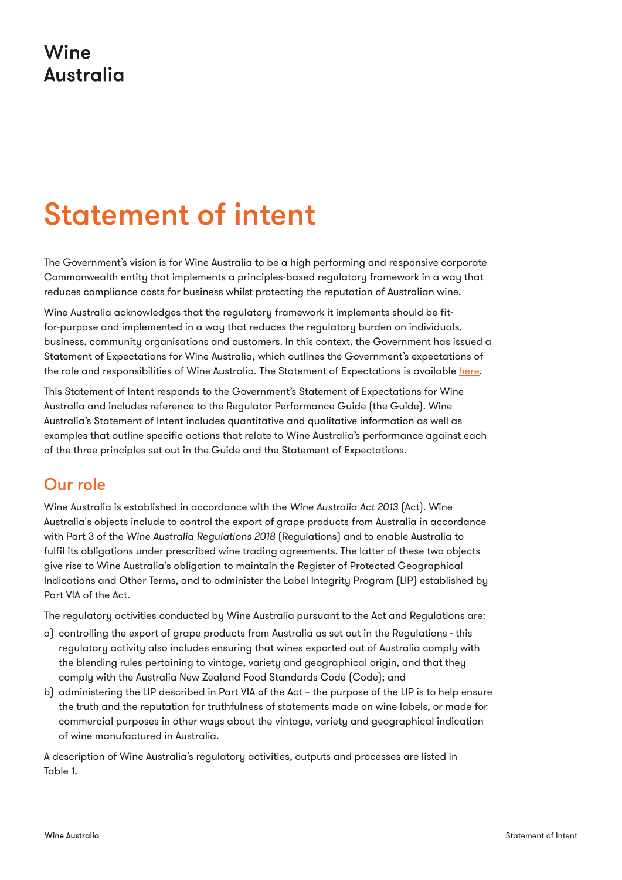Wine
Australia

# Statement of intent

The Government's vision is for Wine Australia to be a high performing and responsive corporate Commonwealth entity that implements a principles-based regulatory framework in a way that reduces compliance costs for business whilst protecting the reputation of Australian wine.

Wine Australia acknowledges that the regulatory framework it implements should be fit-for-purpose and implemented in a way that reduces the regulatory burden on individuals, business, community organisations and customers. In this context, the Government has issued a Statement of Expectations for Wine Australia, which outlines the Government's expectations of the role and responsibilities of Wine Australia. The Statement of Expectations is available here.

This Statement of Intent responds to the Government's Statement of Expectations for Wine Australia and includes reference to the Regulator Performance Guide (the Guide). Wine Australia's Statement of Intent includes quantitative and qualitative information as well as examples that outline specific actions that relate to Wine Australia's performance against each of the three principles set out in the Guide and the Statement of Expectations.

## Our role

Wine Australia is established in accordance with the *Wine Australia Act 2013* (Act). Wine Australia's objects include to control the export of grape products from Australia in accordance with Part 3 of the *Wine Australia Regulations 2018* (Regulations) and to enable Australia to fulfil its obligations under prescribed wine trading agreements. The latter of these two objects give rise to Wine Australia's obligation to maintain the Register of Protected Geographical Indications and Other Terms, and to administer the Label Integrity Program (LIP) established by Part VIA of the Act.

The regulatory activities conducted by Wine Australia pursuant to the Act and Regulations are:

a) controlling the export of grape products from Australia as set out in the Regulations - this regulatory activity also includes ensuring that wines exported out of Australia comply with the blending rules pertaining to vintage, variety and geographical origin, and that they comply with the Australia New Zealand Food Standards Code (Code); and

b) administering the LIP described in Part VIA of the Act – the purpose of the LIP is to help ensure the truth and the reputation for truthfulness of statements made on wine labels, or made for commercial purposes in other ways about the vintage, variety and geographical indication of wine manufactured in Australia.

A description of Wine Australia's regulatory activities, outputs and processes are listed in Table 1.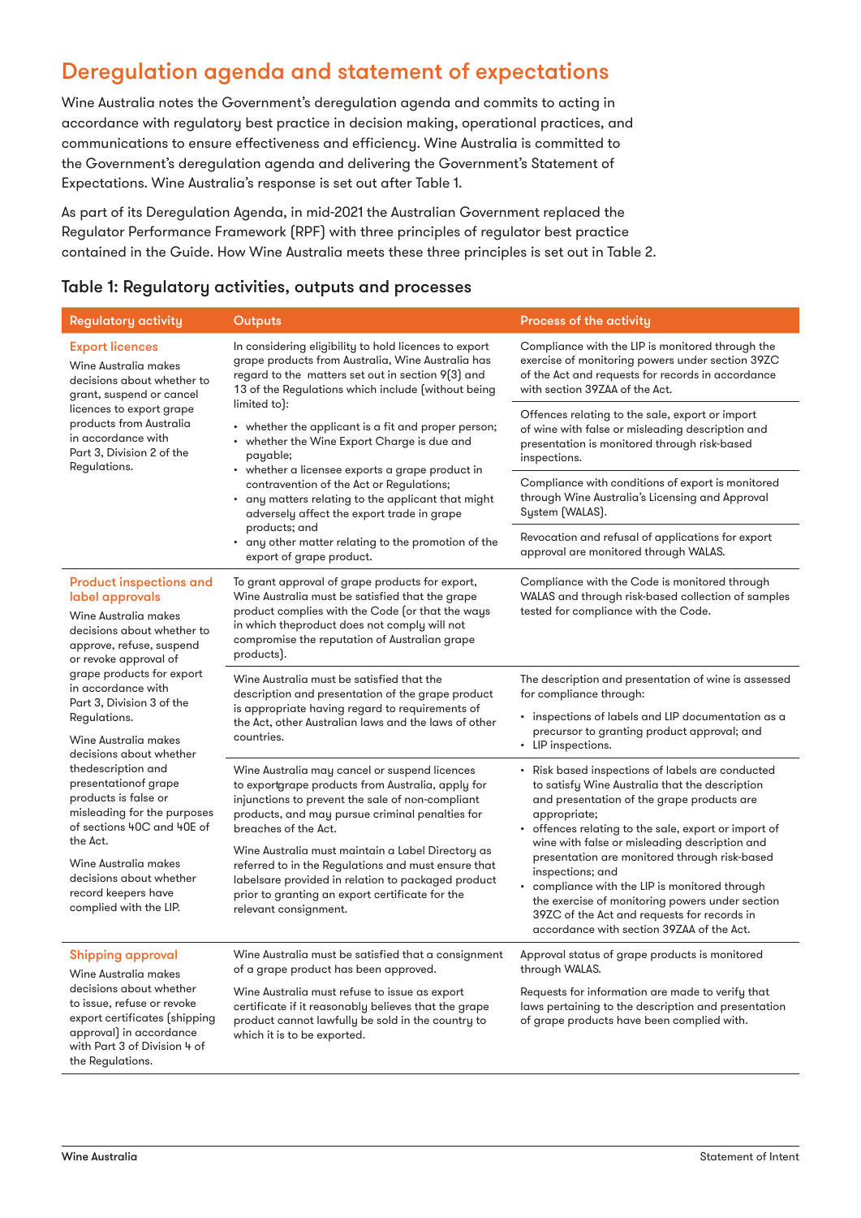## Deregulation agenda and statement of expectations

Wine Australia notes the Government's deregulation agenda and commits to acting in accordance with regulatory best practice in decision making, operational practices, and communications to ensure effectiveness and efficiency. Wine Australia is committed to the Government's deregulation agenda and delivering the Government's Statement of Expectations. Wine Australia's response is set out after Table 1.

As part of its Deregulation Agenda, in mid-2021 the Australian Government replaced the Regulator Performance Framework (RPF) with three principles of regulator best practice contained in the Guide. How Wine Australia meets these three principles is set out in Table 2.

### Table 1: Regulatory activities, outputs and processes

| Regulatory activity | Outputs | Process of the activity |
|---|---|---|
| **Export licences**<br>Wine Australia makes decisions about whether to grant, suspend or cancel licences to export grape products from Australia in accordance with Part 3, Division 2 of the Regulations. | In considering eligibility to hold licences to export grape products from Australia, Wine Australia has regard to the matters set out in section 9(3) and 13 of the Regulations which include (without being limited to):<br>• whether the applicant is a fit and proper person;<br>• whether the Wine Export Charge is due and payable;<br>• whether a licensee exports a grape product in contravention of the Act or Regulations;<br>• any matters relating to the applicant that might adversely affect the export trade in grape products; and<br>• any other matter relating to the promotion of the export of grape product. | Compliance with the LIP is monitored through the exercise of monitoring powers under section 39ZC of the Act and requests for records in accordance with section 39ZAA of the Act.<br><br>Offences relating to the sale, export or import of wine with false or misleading description and presentation is monitored through risk-based inspections.<br><br>Compliance with conditions of export is monitored through Wine Australia's Licensing and Approval System (WALAS).<br><br>Revocation and refusal of applications for export approval are monitored through WALAS. |
| **Product inspections and label approvals**<br>Wine Australia makes decisions about whether to approve, refuse, suspend or revoke approval of grape products for export in accordance with Part 3, Division 3 of the Regulations. | To grant approval of grape products for export, Wine Australia must be satisfied that the grape product complies with the Code (or that the ways in which theproduct does not comply will not compromise the reputation of Australian grape products). | Compliance with the Code is monitored through WALAS and through risk-based collection of samples tested for compliance with the Code. |
| Wine Australia makes decisions about whether thedescription and presentationof grape products is false or misleading for the purposes of sections 40C and 40E of the Act.<br><br>Wine Australia makes decisions about whether record keepers have complied with the LIP. | Wine Australia must be satisfied that the description and presentation of the grape product is appropriate having regard to requirements of the Act, other Australian laws and the laws of other countries. | The description and presentation of wine is assessed for compliance through:<br>• inspections of labels and LIP documentation as a precursor to granting product approval; and<br>• LIP inspections. |
| | Wine Australia may cancel or suspend licences to exportgrape products from Australia, apply for injunctions to prevent the sale of non-compliant products, and may pursue criminal penalties for breaches of the Act.<br><br>Wine Australia must maintain a Label Directory as referred to in the Regulations and must ensure that labelsare provided in relation to packaged product prior to granting an export certificate for the relevant consignment. | • Risk based inspections of labels are conducted to satisfy Wine Australia that the description and presentation of the grape products are appropriate;<br>• offences relating to the sale, export or import of wine with false or misleading description and presentation are monitored through risk-based inspections; and<br>• compliance with the LIP is monitored through the exercise of monitoring powers under section 39ZC of the Act and requests for records in accordance with section 39ZAA of the Act. |
| **Shipping approval**<br>Wine Australia makes decisions about whether to issue, refuse or revoke export certificates (shipping approval) in accordance with Part 3 of Division 4 of the Regulations. | Wine Australia must be satisfied that a consignment of a grape product has been approved.<br><br>Wine Australia must refuse to issue as export certificate if it reasonably believes that the grape product cannot lawfully be sold in the country to which it is to be exported. | Approval status of grape products is monitored through WALAS.<br><br>Requests for information are made to verify that laws pertaining to the description and presentation of grape products have been complied with. |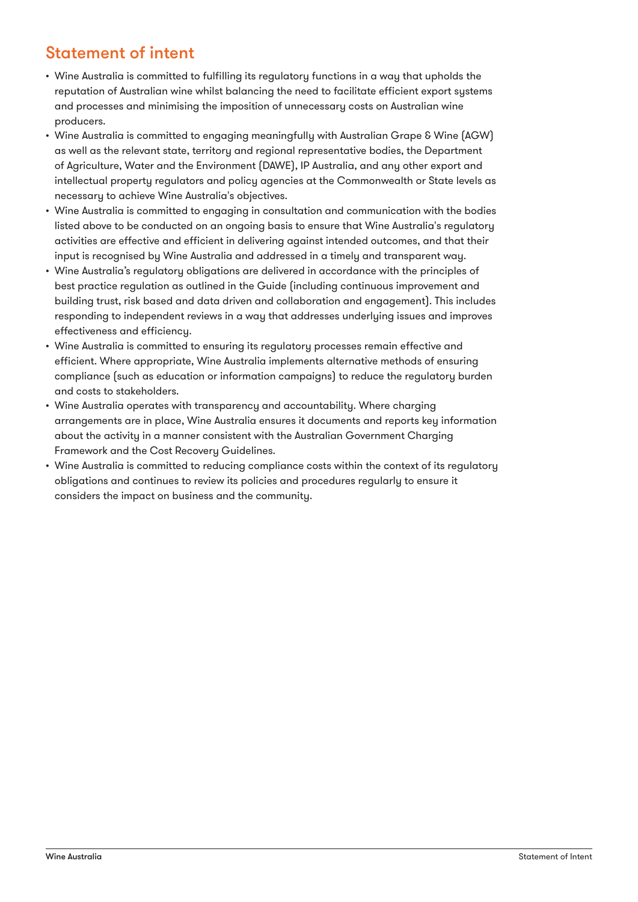## Statement of intent

- Wine Australia is committed to fulfilling its regulatory functions in a way that upholds the reputation of Australian wine whilst balancing the need to facilitate efficient export systems and processes and minimising the imposition of unnecessary costs on Australian wine producers.
- Wine Australia is committed to engaging meaningfully with Australian Grape & Wine (AGW) as well as the relevant state, territory and regional representative bodies, the Department of Agriculture, Water and the Environment (DAWE), IP Australia, and any other export and intellectual property regulators and policy agencies at the Commonwealth or State levels as necessary to achieve Wine Australia's objectives.
- Wine Australia is committed to engaging in consultation and communication with the bodies listed above to be conducted on an ongoing basis to ensure that Wine Australia's regulatory activities are effective and efficient in delivering against intended outcomes, and that their input is recognised by Wine Australia and addressed in a timely and transparent way.
- Wine Australia's regulatory obligations are delivered in accordance with the principles of best practice regulation as outlined in the Guide (including continuous improvement and building trust, risk based and data driven and collaboration and engagement). This includes responding to independent reviews in a way that addresses underlying issues and improves effectiveness and efficiency.
- Wine Australia is committed to ensuring its regulatory processes remain effective and efficient. Where appropriate, Wine Australia implements alternative methods of ensuring compliance (such as education or information campaigns) to reduce the regulatory burden and costs to stakeholders.
- Wine Australia operates with transparency and accountability. Where charging arrangements are in place, Wine Australia ensures it documents and reports key information about the activity in a manner consistent with the Australian Government Charging Framework and the Cost Recovery Guidelines.
- Wine Australia is committed to reducing compliance costs within the context of its regulatory obligations and continues to review its policies and procedures regularly to ensure it considers the impact on business and the community.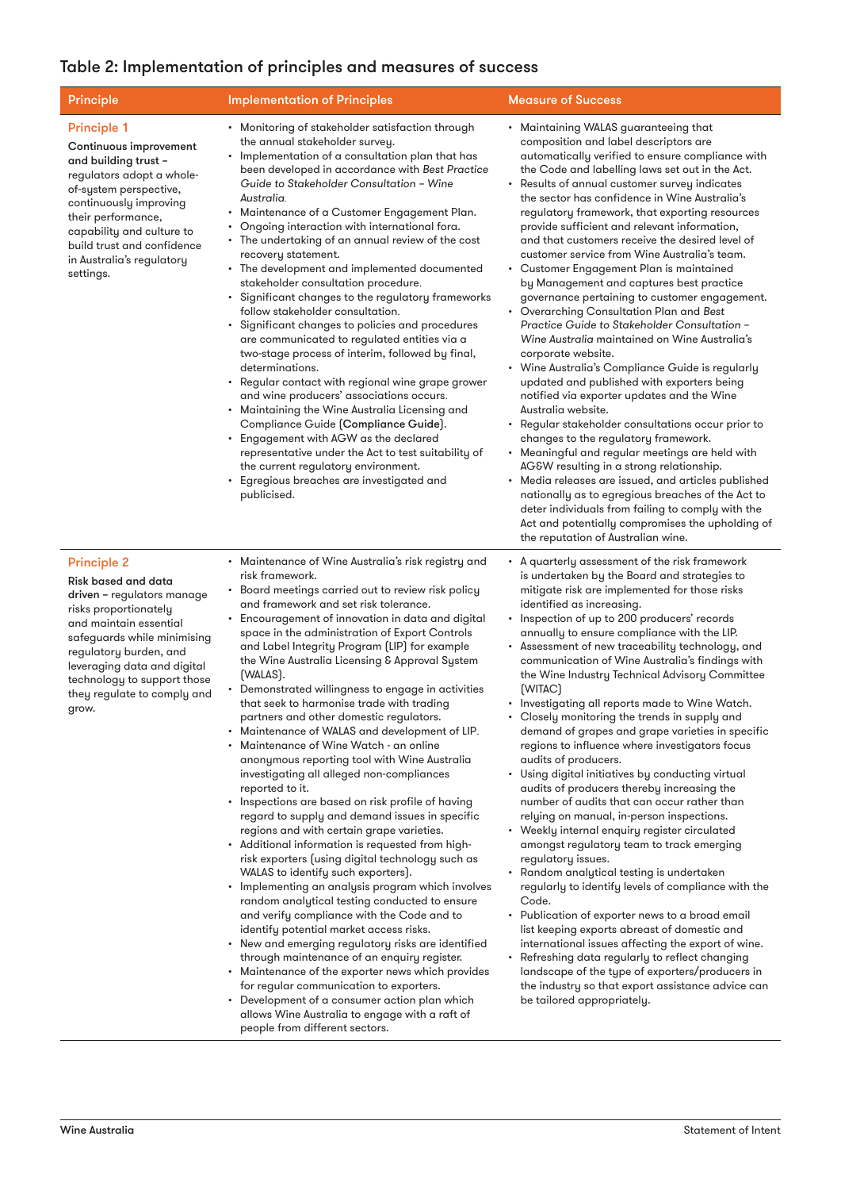## Table 2: Implementation of principles and measures of success

| Principle | Implementation of Principles | Measure of Success |
|---|---|---|
| **Principle 1**<br>**Continuous improvement and building trust** – regulators adopt a whole-of-system perspective, continuously improving their performance, capability and culture to build trust and confidence in Australia's regulatory settings. | • Monitoring of stakeholder satisfaction through the annual stakeholder survey.<br>• Implementation of a consultation plan that has been developed in accordance with *Best Practice Guide to Stakeholder Consultation – Wine Australia.*<br>• Maintenance of a Customer Engagement Plan.<br>• Ongoing interaction with international fora.<br>• The undertaking of an annual review of the cost recovery statement.<br>• The development and implemented documented stakeholder consultation procedure.<br>• Significant changes to the regulatory frameworks follow stakeholder consultation.<br>• Significant changes to policies and procedures are communicated to regulated entities via a two-stage process of interim, followed by final, determinations.<br>• Regular contact with regional wine grape grower and wine producers' associations occurs.<br>• Maintaining the Wine Australia Licensing and Compliance Guide (**Compliance Guide**).<br>• Engagement with AGW as the declared representative under the Act to test suitability of the current regulatory environment.<br>• Egregious breaches are investigated and publicised. | • Maintaining WALAS guaranteeing that composition and label descriptors are automatically verified to ensure compliance with the Code and labelling laws set out in the Act.<br>• Results of annual customer survey indicates the sector has confidence in Wine Australia's regulatory framework, that exporting resources provide sufficient and relevant information, and that customers receive the desired level of customer service from Wine Australia's team.<br>• Customer Engagement Plan is maintained by Management and captures best practice governance pertaining to customer engagement.<br>• Overarching Consultation Plan and *Best Practice Guide to Stakeholder Consultation – Wine Australia* maintained on Wine Australia's corporate website.<br>• Wine Australia's Compliance Guide is regularly updated and published with exporters being notified via exporter updates and the Wine Australia website.<br>• Regular stakeholder consultations occur prior to changes to the regulatory framework.<br>• Meaningful and regular meetings are held with AG&W resulting in a strong relationship.<br>• Media releases are issued, and articles published nationally as to egregious breaches of the Act to deter individuals from failing to comply with the Act and potentially compromises the upholding of the reputation of Australian wine. |
| **Principle 2**<br>**Risk based and data driven** – regulators manage risks proportionately and maintain essential safeguards while minimising regulatory burden, and leveraging data and digital technology to support those they regulate to comply and grow. | • Maintenance of Wine Australia's risk registry and risk framework.<br>• Board meetings carried out to review risk policy and framework and set risk tolerance.<br>• Encouragement of innovation in data and digital space in the administration of Export Controls and Label Integrity Program (LIP) for example the Wine Australia Licensing & Approval System (WALAS).<br>• Demonstrated willingness to engage in activities that seek to harmonise trade with trading partners and other domestic regulators.<br>• Maintenance of WALAS and development of LIP.<br>• Maintenance of Wine Watch - an online anonymous reporting tool with Wine Australia investigating all alleged non-compliances reported to it.<br>• Inspections are based on risk profile of having regard to supply and demand issues in specific regions and with certain grape varieties.<br>• Additional information is requested from high-risk exporters (using digital technology such as WALAS to identify such exporters).<br>• Implementing an analysis program which involves random analytical testing conducted to ensure and verify compliance with the Code and to identify potential market access risks.<br>• New and emerging regulatory risks are identified through maintenance of an enquiry register.<br>• Maintenance of the exporter news which provides for regular communication to exporters.<br>• Development of a consumer action plan which allows Wine Australia to engage with a raft of people from different sectors. | • A quarterly assessment of the risk framework is undertaken by the Board and strategies to mitigate risk are implemented for those risks identified as increasing.<br>• Inspection of up to 200 producers' records annually to ensure compliance with the LIP.<br>• Assessment of new traceability technology, and communication of Wine Australia's findings with the Wine Industry Technical Advisory Committee (WITAC)<br>• Investigating all reports made to Wine Watch.<br>• Closely monitoring the trends in supply and demand of grapes and grape varieties in specific regions to influence where investigators focus audits of producers.<br>• Using digital initiatives by conducting virtual audits of producers thereby increasing the number of audits that can occur rather than relying on manual, in-person inspections.<br>• Weekly internal enquiry register circulated amongst regulatory team to track emerging regulatory issues.<br>• Random analytical testing is undertaken regularly to identify levels of compliance with the Code.<br>• Publication of exporter news to a broad email list keeping exports abreast of domestic and international issues affecting the export of wine.<br>• Refreshing data regularly to reflect changing landscape of the type of exporters/producers in the industry so that export assistance advice can be tailored appropriately. |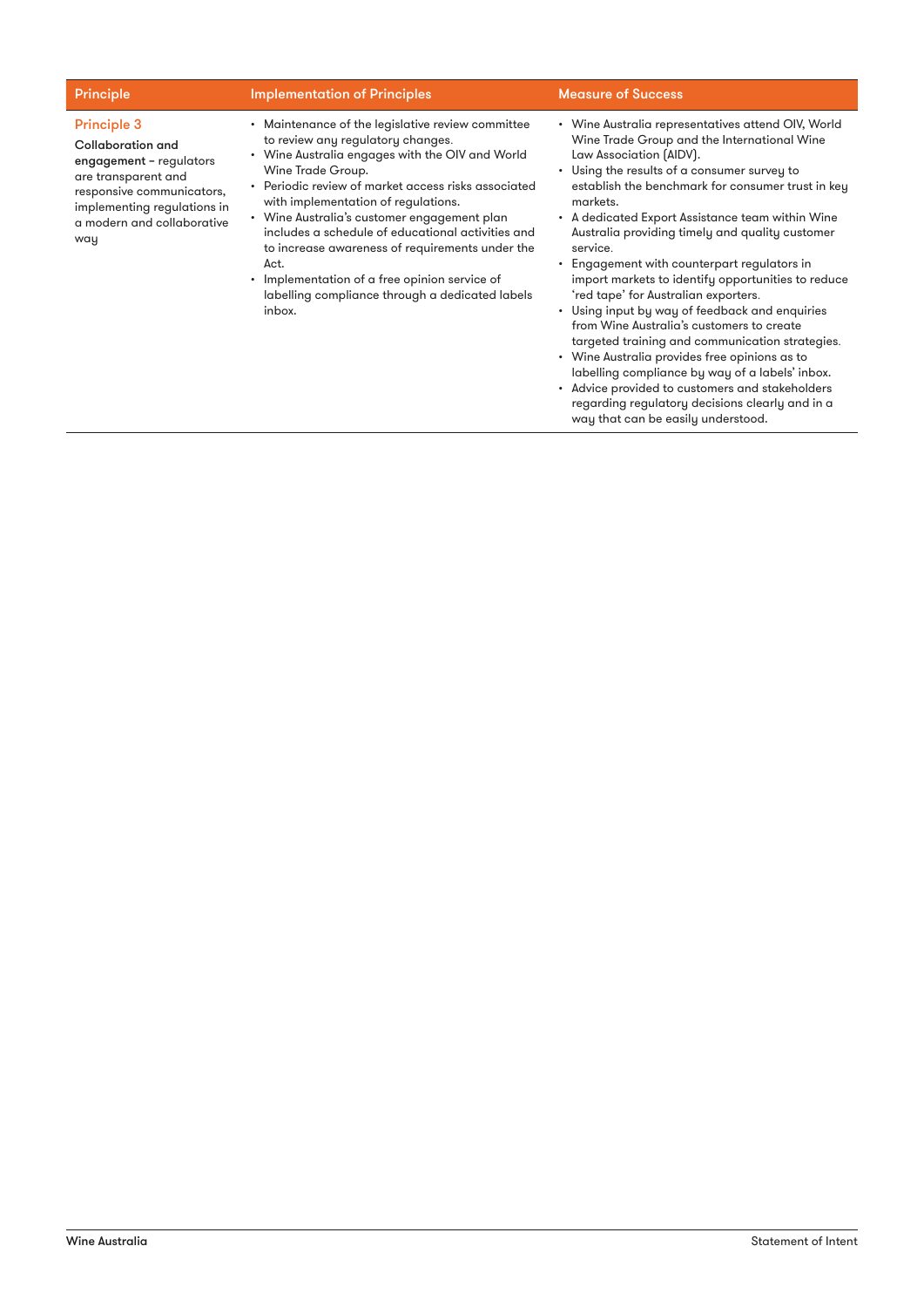| Principle | Implementation of Principles | Measure of Success |
|---|---|---|
| **Principle 3**<br>**Collaboration and engagement** – regulators are transparent and responsive communicators, implementing regulations in a modern and collaborative way | • Maintenance of the legislative review committee to review any regulatory changes.<br>• Wine Australia engages with the OIV and World Wine Trade Group.<br>• Periodic review of market access risks associated with implementation of regulations.<br>• Wine Australia's customer engagement plan includes a schedule of educational activities and to increase awareness of requirements under the Act.<br>• Implementation of a free opinion service of labelling compliance through a dedicated labels inbox. | • Wine Australia representatives attend OIV, World Wine Trade Group and the International Wine Law Association (AIDV).<br>• Using the results of a consumer survey to establish the benchmark for consumer trust in key markets.<br>• A dedicated Export Assistance team within Wine Australia providing timely and quality customer service.<br>• Engagement with counterpart regulators in import markets to identify opportunities to reduce 'red tape' for Australian exporters.<br>• Using input by way of feedback and enquiries from Wine Australia's customers to create targeted training and communication strategies.<br>• Wine Australia provides free opinions as to labelling compliance by way of a labels' inbox.<br>• Advice provided to customers and stakeholders regarding regulatory decisions clearly and in a way that can be easily understood. |